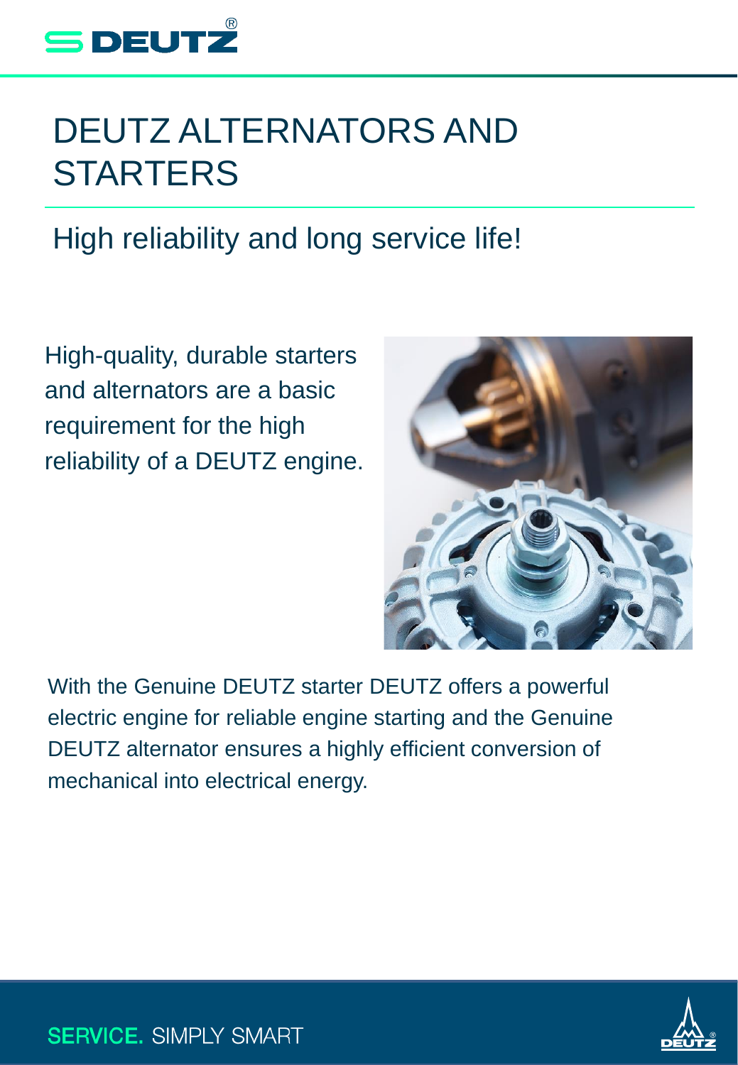# DEUTZ ALTERNATORS AND STARTERS

## High reliability and long service life!

High-quality, durable starters and alternators are a basic requirement for the high reliability of a DEUTZ engine.

With the Genuine DEUTZ starter DEUTZ offers a powerful electric engine for reliable engine starting and the Genuine DEUTZ alternator ensures a highly efficient conversion of mechanical into electrical energy.

**SERVICE.** SIMPLY SMART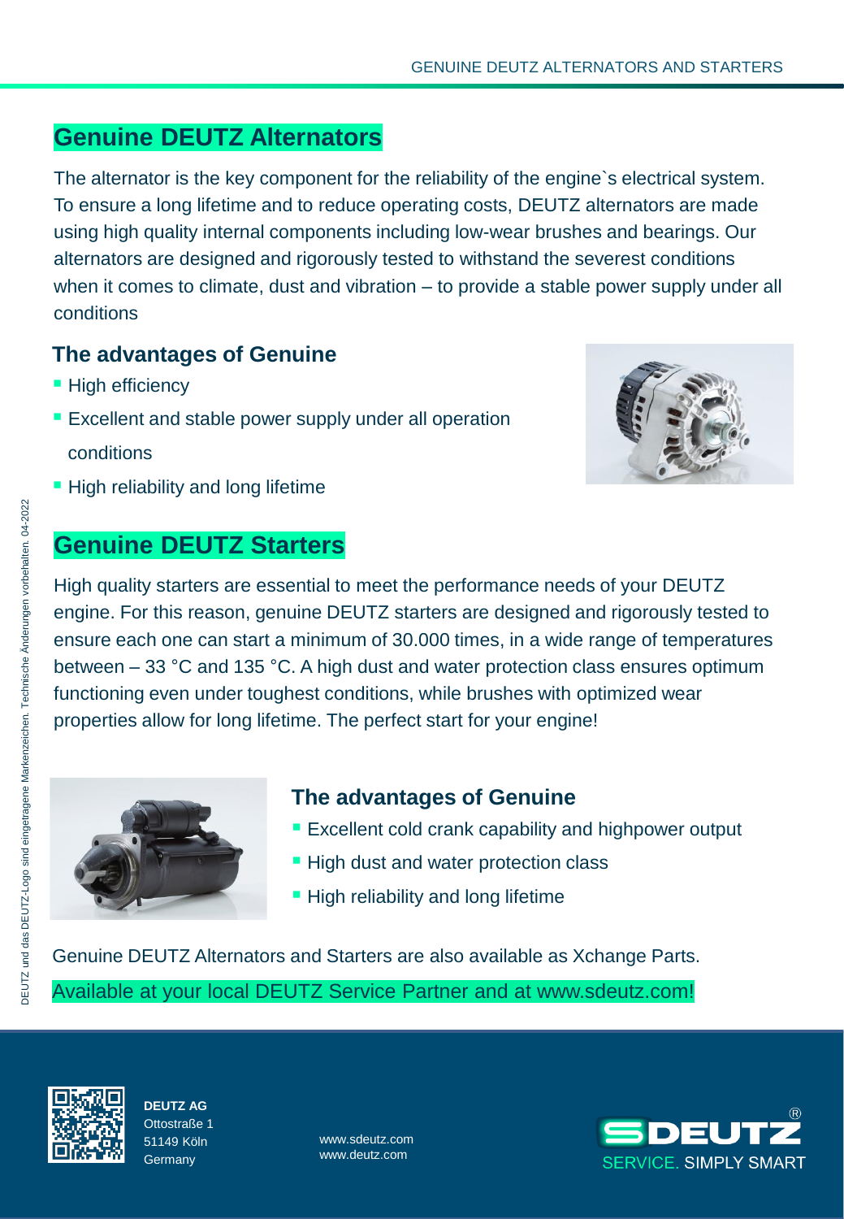## Genuine DEUTZ Alternators

The alternator is the key component for the reliability of the engine`s electrical system. To ensure a long lifetime and to reduce operating costs, DEUTZ alternators are made using high quality internal components including low-wear brushes and bearings. Our alternators are designed and rigorously tested to withstand the severest conditions when it comes to climate, dust and vibration – to provide a stable power supply under all conditions

### The advantages of Genuine

- High efficiency
- Excellent and stable power supply under all operation conditions
- High reliability and long lifetime

## Genuine DEUTZ Starters

High quality starters are essential to meet the performance needs of your DEUTZ engine. For this reason, genuine DEUTZ starters are designed and rigorously tested to ensure each one can start a minimum of 30.000 times, in a wide range of temperatures between – 33 °C and 135 °C. A high dust and water protection class ensures optimum functioning even under toughest conditions, while brushes with optimized wear properties allow for long lifetime. The perfect start for your engine!

### The advantages of Genuine

- Excellent cold crank capability and highpower output
- High dust and water protection class
- High reliability and long lifetime

Genuine DEUTZ Alternators and Starters are also available as Xchange Parts.

Available at your local DEUTZ Service Partner and at www.sdeutz.com!

DEUTZ und das DEUTZ-Logo sind eingetragene Markenzeichen. Technische Änderungen vorbehalten. 04-2022

**DEUTZ AG**
Ottostraße 1
51149 Köln
Germany

www.sdeutz.com
www.deutz.com

SDEUTZ®
SERVICE. SIMPLY SMART